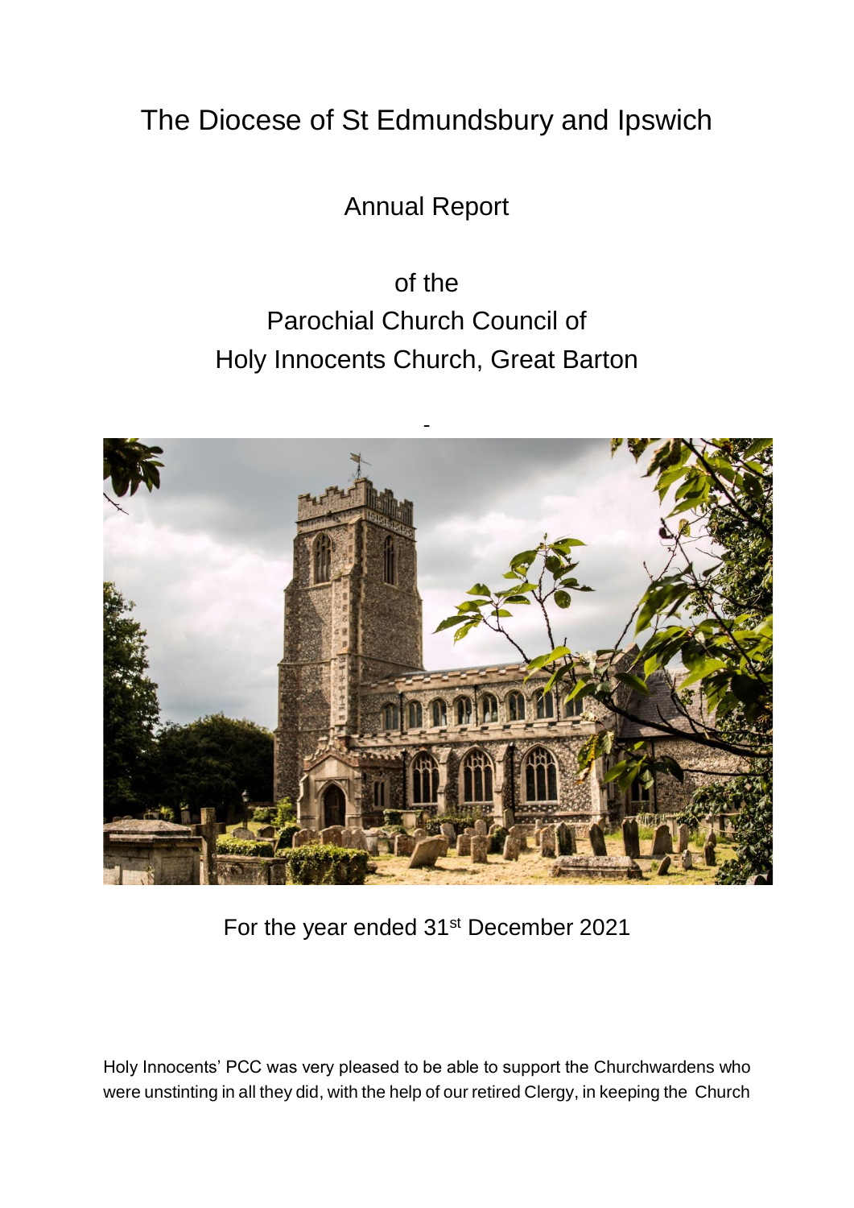# The Diocese of St Edmundsbury and Ipswich

## Annual Report

## of the
## Parochial Church Council of
## Holy Innocents Church, Great Barton

-

For the year ended 31st December 2021

Holy Innocents' PCC was very pleased to be able to support the Churchwardens who were unstinting in all they did, with the help of our retired Clergy, in keeping the Church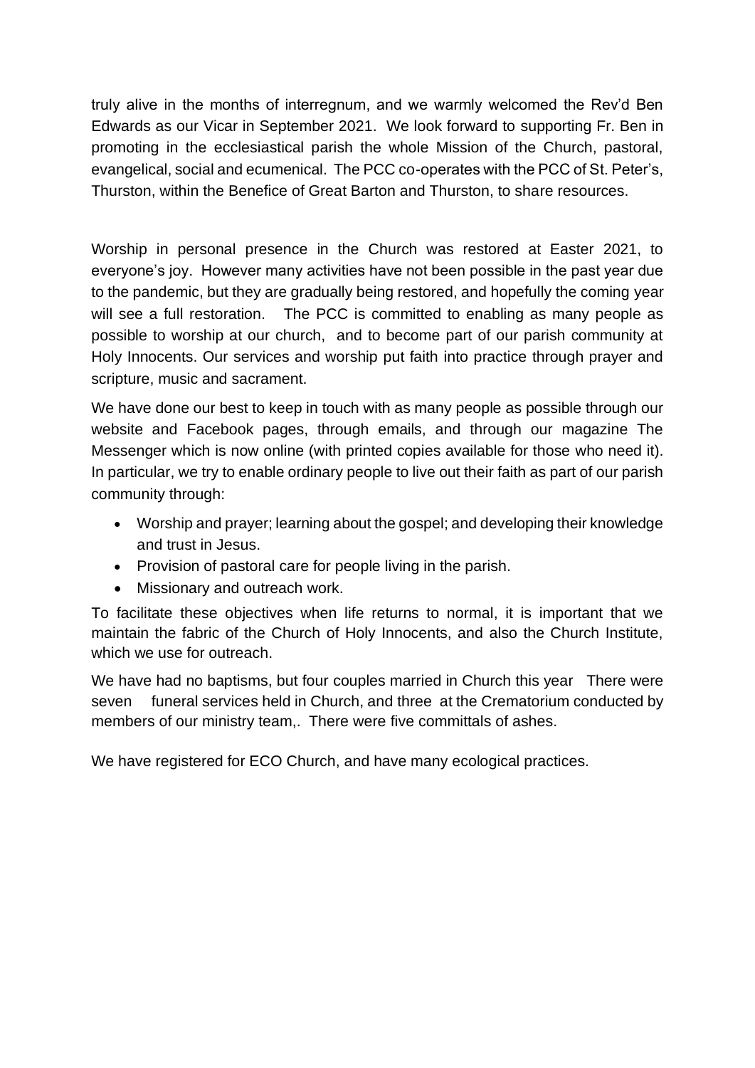truly alive in the months of interregnum, and we warmly welcomed the Rev'd Ben Edwards as our Vicar in September 2021. We look forward to supporting Fr. Ben in promoting in the ecclesiastical parish the whole Mission of the Church, pastoral, evangelical, social and ecumenical. The PCC co-operates with the PCC of St. Peter's, Thurston, within the Benefice of Great Barton and Thurston, to share resources.

Worship in personal presence in the Church was restored at Easter 2021, to everyone's joy. However many activities have not been possible in the past year due to the pandemic, but they are gradually being restored, and hopefully the coming year will see a full restoration. The PCC is committed to enabling as many people as possible to worship at our church, and to become part of our parish community at Holy Innocents. Our services and worship put faith into practice through prayer and scripture, music and sacrament.

We have done our best to keep in touch with as many people as possible through our website and Facebook pages, through emails, and through our magazine The Messenger which is now online (with printed copies available for those who need it). In particular, we try to enable ordinary people to live out their faith as part of our parish community through:

- Worship and prayer; learning about the gospel; and developing their knowledge and trust in Jesus.
- Provision of pastoral care for people living in the parish.
- Missionary and outreach work.

To facilitate these objectives when life returns to normal, it is important that we maintain the fabric of the Church of Holy Innocents, and also the Church Institute, which we use for outreach.

We have had no baptisms, but four couples married in Church this year There were seven funeral services held in Church, and three at the Crematorium conducted by members of our ministry team,. There were five committals of ashes.

We have registered for ECO Church, and have many ecological practices.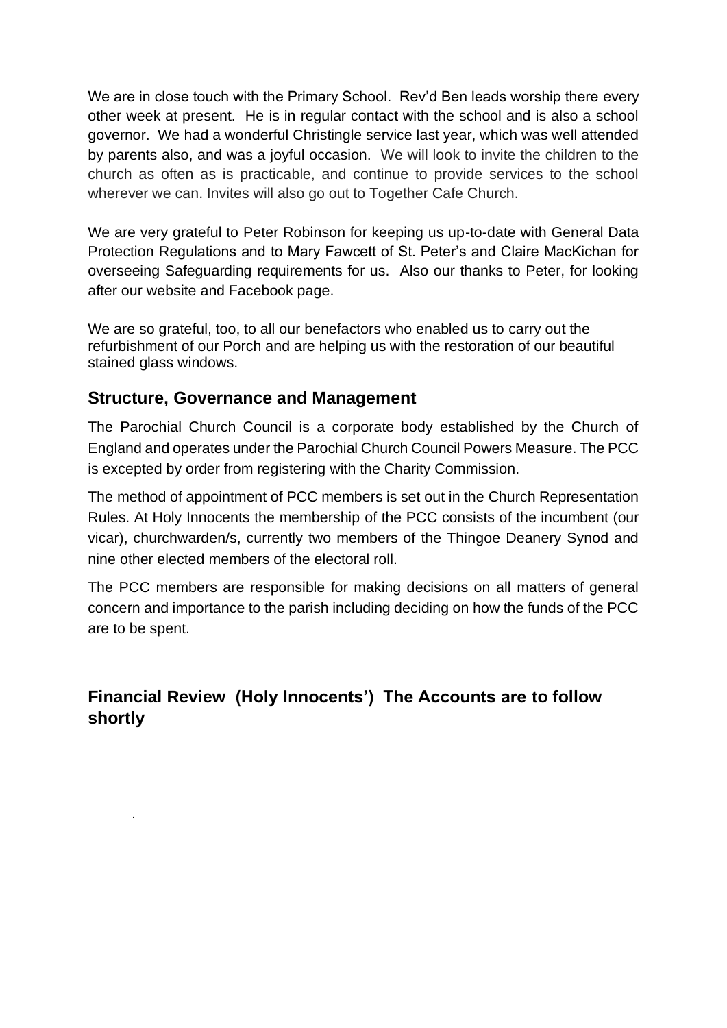We are in close touch with the Primary School. Rev'd Ben leads worship there every other week at present. He is in regular contact with the school and is also a school governor. We had a wonderful Christingle service last year, which was well attended by parents also, and was a joyful occasion. We will look to invite the children to the church as often as is practicable, and continue to provide services to the school wherever we can. Invites will also go out to Together Cafe Church.

We are very grateful to Peter Robinson for keeping us up-to-date with General Data Protection Regulations and to Mary Fawcett of St. Peter's and Claire MacKichan for overseeing Safeguarding requirements for us. Also our thanks to Peter, for looking after our website and Facebook page.

We are so grateful, too, to all our benefactors who enabled us to carry out the refurbishment of our Porch and are helping us with the restoration of our beautiful stained glass windows.

## Structure, Governance and Management

The Parochial Church Council is a corporate body established by the Church of England and operates under the Parochial Church Council Powers Measure. The PCC is excepted by order from registering with the Charity Commission.

The method of appointment of PCC members is set out in the Church Representation Rules. At Holy Innocents the membership of the PCC consists of the incumbent (our vicar), churchwarden/s, currently two members of the Thingoe Deanery Synod and nine other elected members of the electoral roll.

The PCC members are responsible for making decisions on all matters of general concern and importance to the parish including deciding on how the funds of the PCC are to be spent.

## Financial Review (Holy Innocents') The Accounts are to follow shortly